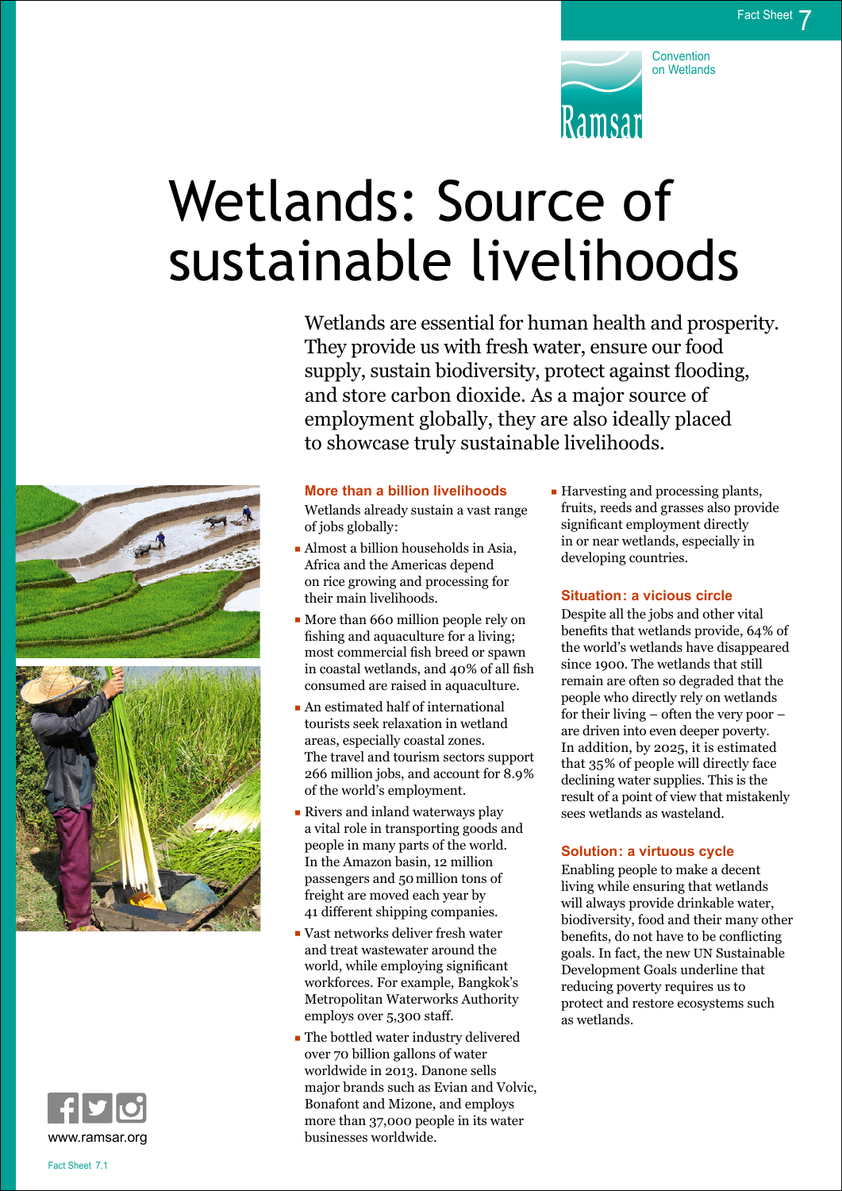Fact Sheet 7

Convention on Wetlands

Ramsar

# Wetlands: Source of sustainable livelihoods

Wetlands are essential for human health and prosperity. They provide us with fresh water, ensure our food supply, sustain biodiversity, protect against flooding, and store carbon dioxide. As a major source of employment globally, they are also ideally placed to showcase truly sustainable livelihoods.

## More than a billion livelihoods

Wetlands already sustain a vast range of jobs globally:

- Almost a billion households in Asia, Africa and the Americas depend on rice growing and processing for their main livelihoods.
- More than 660 million people rely on fishing and aquaculture for a living; most commercial fish breed or spawn in coastal wetlands, and 40% of all fish consumed are raised in aquaculture.
- An estimated half of international tourists seek relaxation in wetland areas, especially coastal zones. The travel and tourism sectors support 266 million jobs, and account for 8.9% of the world's employment.
- Rivers and inland waterways play a vital role in transporting goods and people in many parts of the world. In the Amazon basin, 12 million passengers and 50 million tons of freight are moved each year by 41 different shipping companies.
- Vast networks deliver fresh water and treat wastewater around the world, while employing significant workforces. For example, Bangkok's Metropolitan Waterworks Authority employs over 5,300 staff.
- The bottled water industry delivered over 70 billion gallons of water worldwide in 2013. Danone sells major brands such as Evian and Volvic, Bonafont and Mizone, and employs more than 37,000 people in its water businesses worldwide.
- Harvesting and processing plants, fruits, reeds and grasses also provide significant employment directly in or near wetlands, especially in developing countries.

## Situation: a vicious circle

Despite all the jobs and other vital benefits that wetlands provide, 64% of the world's wetlands have disappeared since 1900. The wetlands that still remain are often so degraded that the people who directly rely on wetlands for their living – often the very poor – are driven into even deeper poverty. In addition, by 2025, it is estimated that 35% of people will directly face declining water supplies. This is the result of a point of view that mistakenly sees wetlands as wasteland.

## Solution: a virtuous cycle

Enabling people to make a decent living while ensuring that wetlands will always provide drinkable water, biodiversity, food and their many other benefits, do not have to be conflicting goals. In fact, the new UN Sustainable Development Goals underline that reducing poverty requires us to protect and restore ecosystems such as wetlands.

www.ramsar.org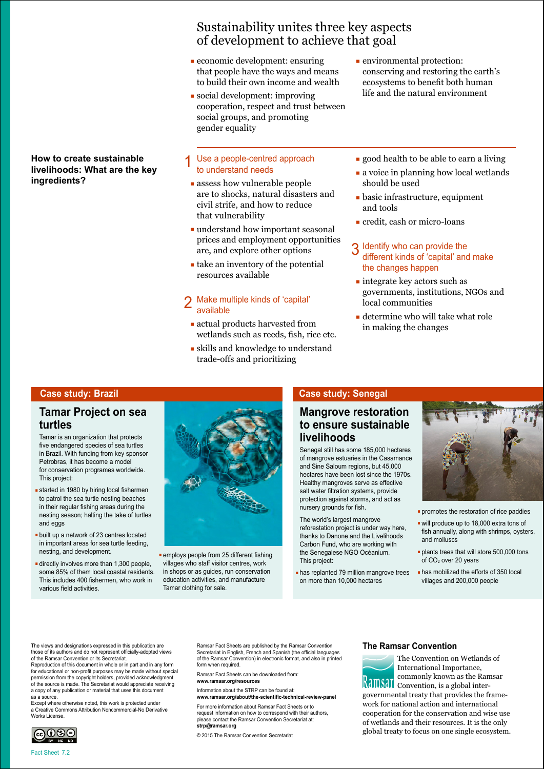## Sustainability unites three key aspects of development to achieve that goal

- economic development: ensuring that people have the ways and means to build their own income and wealth
- social development: improving cooperation, respect and trust between social groups, and promoting gender equality
- environmental protection: conserving and restoring the earth's ecosystems to benefit both human life and the natural environment

**How to create sustainable livelihoods: What are the key ingredients?**

### 1 Use a people-centred approach to understand needs

- assess how vulnerable people are to shocks, natural disasters and civil strife, and how to reduce that vulnerability
- understand how important seasonal prices and employment opportunities are, and explore other options
- take an inventory of the potential resources available

### 2 Make multiple kinds of 'capital' available

- actual products harvested from wetlands such as reeds, fish, rice etc.
- skills and knowledge to understand trade-offs and prioritizing
- good health to be able to earn a living
- a voice in planning how local wetlands should be used
- basic infrastructure, equipment and tools
- credit, cash or micro-loans

### 3 Identify who can provide the different kinds of 'capital' and make the changes happen

- integrate key actors such as governments, institutions, NGOs and local communities
- determine who will take what role in making the changes

## Case study: Brazil

### Tamar Project on sea turtles

Tamar is an organization that protects five endangered species of sea turtles in Brazil. With funding from key sponsor Petrobras, it has become a model for conservation programes worldwide. This project:

- started in 1980 by hiring local fishermen to patrol the sea turtle nesting beaches in their regular fishing areas during the nesting season; halting the take of turtles and eggs
- built up a network of 23 centres located in important areas for sea turtle feeding, nesting, and development.
- directly involves more than 1,300 people, some 85% of them local coastal residents. This includes 400 fishermen, who work in various field activities.
- employs people from 25 different fishing villages who staff visitor centres, work in shops or as guides, run conservation education activities, and manufacture Tamar clothing for sale.

## Case study: Senegal

### Mangrove restoration to ensure sustainable livelihoods

Senegal still has some 185,000 hectares of mangrove estuaries in the Casamance and Sine Saloum regions, but 45,000 hectares have been lost since the 1970s. Healthy mangroves serve as effective salt water filtration systems, provide protection against storms, and act as nursery grounds for fish.

The world's largest mangrove reforestation project is under way here, thanks to Danone and the Livelihoods Carbon Fund, who are working with the Senegalese NGO Océanium. This project:

- has replanted 79 million mangrove trees on more than 10,000 hectares
- promotes the restoration of rice paddies
- will produce up to 18,000 extra tons of fish annually, along with shrimps, oysters, and molluscs
- plants trees that will store 500,000 tons of $CO_2$ over 20 years
- has mobilized the efforts of 350 local villages and 200,000 people

The views and designations expressed in this publication are those of its authors and do not represent officially-adopted views of the Ramsar Convention or its Secretariat.
Reproduction of this document in whole or in part and in any form for educational or non-profit purposes may be made without special permission from the copyright holders, provided acknowledgment of the source is made. The Secretariat would appreciate receiving a copy of any publication or material that uses this document as a source.
Except where otherwise noted, this work is protected under a Creative Commons Attribution Noncommercial-No Derivative Works License.

Ramsar Fact Sheets are published by the Ramsar Convention Secretariat in English, French and Spanish (the official languages of the Ramsar Convention) in electronic format, and also in printed form when required.

Ramsar Fact Sheets can be downloaded from:
**www.ramsar.org/resources**

Information about the STRP can be found at:
**www.ramsar.org/about/the-scientific-technical-review-panel**

For more information about Ramsar Fact Sheets or to request information on how to correspond with their authors, please contact the Ramsar Convention Secretariat at:
**strp@ramsar.org**

© 2015 The Ramsar Convention Secretariat

### The Ramsar Convention

The Convention on Wetlands of International Importance, commonly known as the Ramsar Convention, is a global intergovernmental treaty that provides the framework for national action and international cooperation for the conservation and wise use of wetlands and their resources. It is the only global treaty to focus on one single ecosystem.

Fact Sheet 7.2